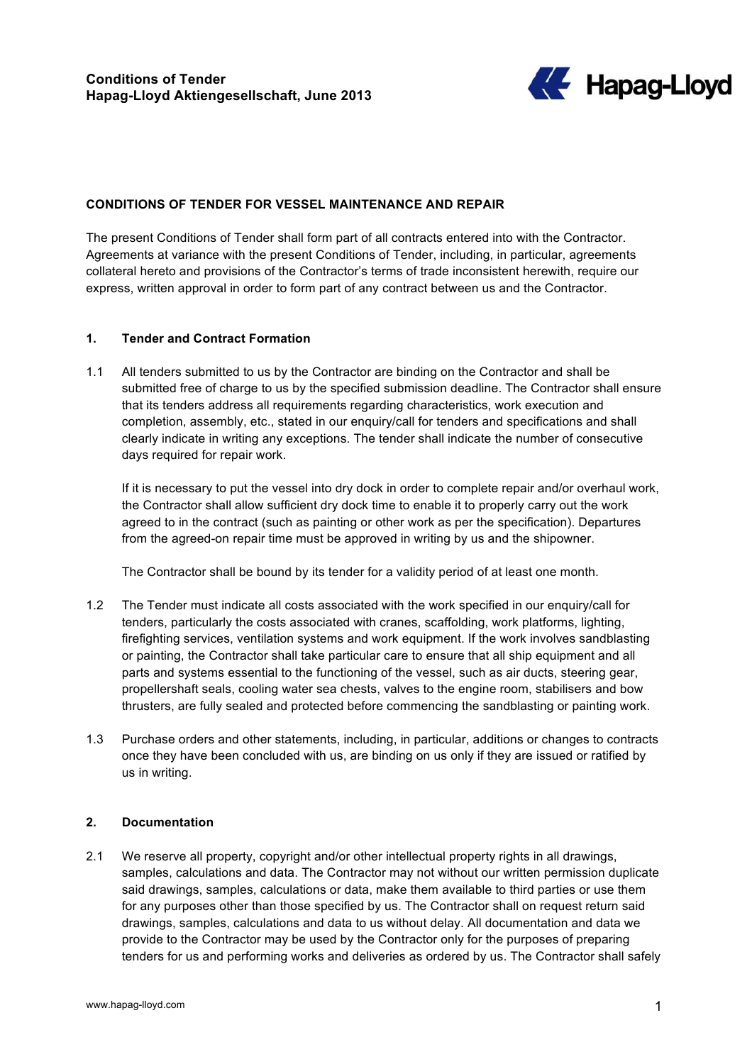**Conditions of Tender**
**Hapag-Lloyd Aktiengesellschaft, June 2013**

**CONDITIONS OF TENDER FOR VESSEL MAINTENANCE AND REPAIR**

The present Conditions of Tender shall form part of all contracts entered into with the Contractor. Agreements at variance with the present Conditions of Tender, including, in particular, agreements collateral hereto and provisions of the Contractor's terms of trade inconsistent herewith, require our express, written approval in order to form part of any contract between us and the Contractor.

## 1. Tender and Contract Formation

1.1 All tenders submitted to us by the Contractor are binding on the Contractor and shall be submitted free of charge to us by the specified submission deadline. The Contractor shall ensure that its tenders address all requirements regarding characteristics, work execution and completion, assembly, etc., stated in our enquiry/call for tenders and specifications and shall clearly indicate in writing any exceptions. The tender shall indicate the number of consecutive days required for repair work.

If it is necessary to put the vessel into dry dock in order to complete repair and/or overhaul work, the Contractor shall allow sufficient dry dock time to enable it to properly carry out the work agreed to in the contract (such as painting or other work as per the specification). Departures from the agreed-on repair time must be approved in writing by us and the shipowner.

The Contractor shall be bound by its tender for a validity period of at least one month.

1.2 The Tender must indicate all costs associated with the work specified in our enquiry/call for tenders, particularly the costs associated with cranes, scaffolding, work platforms, lighting, firefighting services, ventilation systems and work equipment. If the work involves sandblasting or painting, the Contractor shall take particular care to ensure that all ship equipment and all parts and systems essential to the functioning of the vessel, such as air ducts, steering gear, propellershaft seals, cooling water sea chests, valves to the engine room, stabilisers and bow thrusters, are fully sealed and protected before commencing the sandblasting or painting work.

1.3 Purchase orders and other statements, including, in particular, additions or changes to contracts once they have been concluded with us, are binding on us only if they are issued or ratified by us in writing.

## 2. Documentation

2.1 We reserve all property, copyright and/or other intellectual property rights in all drawings, samples, calculations and data. The Contractor may not without our written permission duplicate said drawings, samples, calculations or data, make them available to third parties or use them for any purposes other than those specified by us. The Contractor shall on request return said drawings, samples, calculations and data to us without delay. All documentation and data we provide to the Contractor may be used by the Contractor only for the purposes of preparing tenders for us and performing works and deliveries as ordered by us. The Contractor shall safely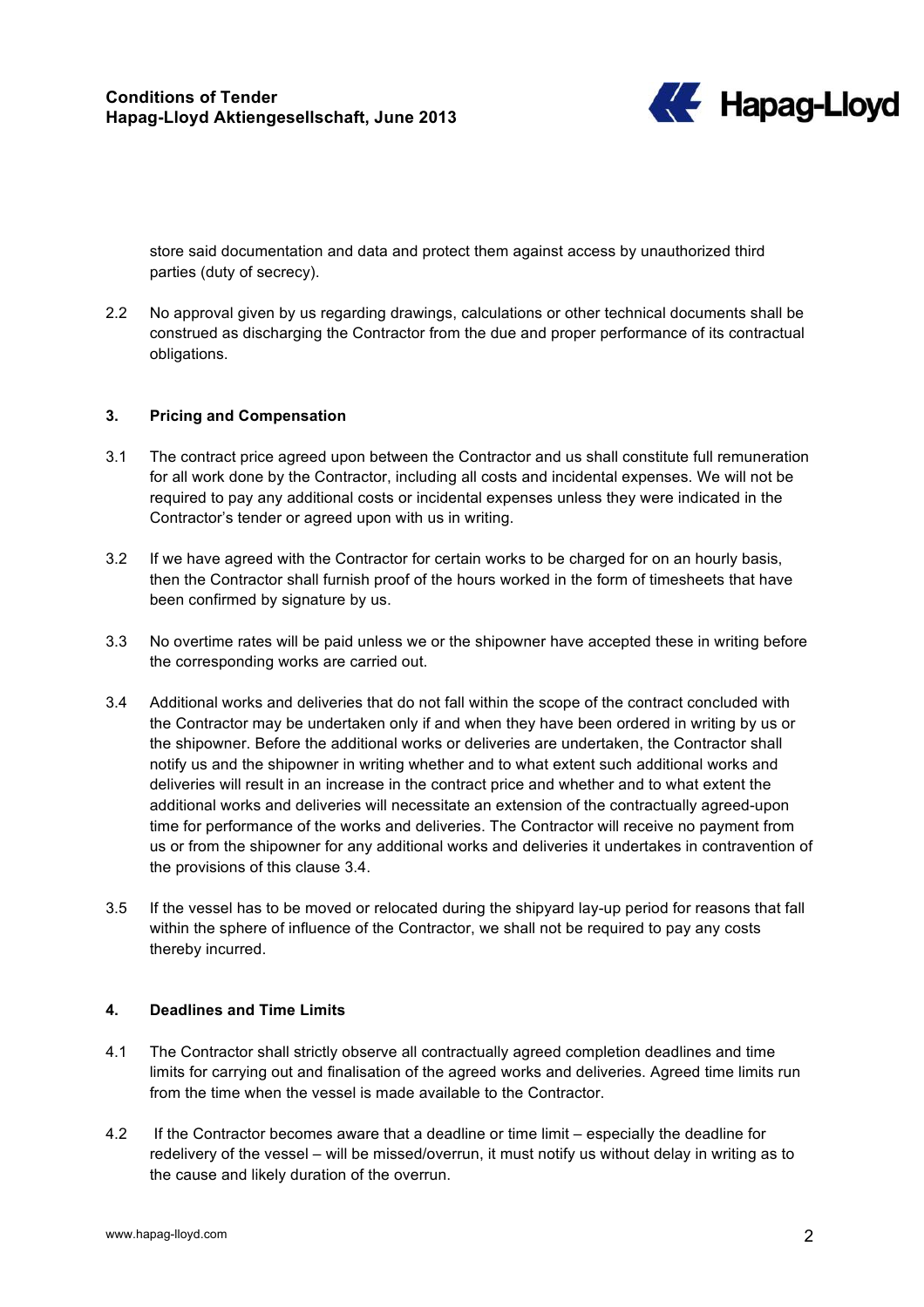store said documentation and data and protect them against access by unauthorized third parties (duty of secrecy).

2.2 No approval given by us regarding drawings, calculations or other technical documents shall be construed as discharging the Contractor from the due and proper performance of its contractual obligations.

## 3. Pricing and Compensation

3.1 The contract price agreed upon between the Contractor and us shall constitute full remuneration for all work done by the Contractor, including all costs and incidental expenses. We will not be required to pay any additional costs or incidental expenses unless they were indicated in the Contractor's tender or agreed upon with us in writing.

3.2 If we have agreed with the Contractor for certain works to be charged for on an hourly basis, then the Contractor shall furnish proof of the hours worked in the form of timesheets that have been confirmed by signature by us.

3.3 No overtime rates will be paid unless we or the shipowner have accepted these in writing before the corresponding works are carried out.

3.4 Additional works and deliveries that do not fall within the scope of the contract concluded with the Contractor may be undertaken only if and when they have been ordered in writing by us or the shipowner. Before the additional works or deliveries are undertaken, the Contractor shall notify us and the shipowner in writing whether and to what extent such additional works and deliveries will result in an increase in the contract price and whether and to what extent the additional works and deliveries will necessitate an extension of the contractually agreed-upon time for performance of the works and deliveries. The Contractor will receive no payment from us or from the shipowner for any additional works and deliveries it undertakes in contravention of the provisions of this clause 3.4.

3.5 If the vessel has to be moved or relocated during the shipyard lay-up period for reasons that fall within the sphere of influence of the Contractor, we shall not be required to pay any costs thereby incurred.

## 4. Deadlines and Time Limits

4.1 The Contractor shall strictly observe all contractually agreed completion deadlines and time limits for carrying out and finalisation of the agreed works and deliveries. Agreed time limits run from the time when the vessel is made available to the Contractor.

4.2 If the Contractor becomes aware that a deadline or time limit – especially the deadline for redelivery of the vessel – will be missed/overrun, it must notify us without delay in writing as to the cause and likely duration of the overrun.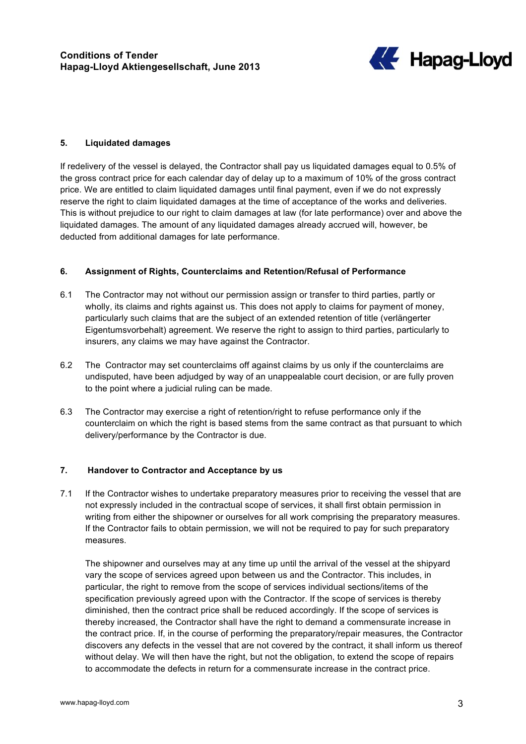## 5. Liquidated damages

If redelivery of the vessel is delayed, the Contractor shall pay us liquidated damages equal to 0.5% of the gross contract price for each calendar day of delay up to a maximum of 10% of the gross contract price. We are entitled to claim liquidated damages until final payment, even if we do not expressly reserve the right to claim liquidated damages at the time of acceptance of the works and deliveries. This is without prejudice to our right to claim damages at law (for late performance) over and above the liquidated damages. The amount of any liquidated damages already accrued will, however, be deducted from additional damages for late performance.

## 6. Assignment of Rights, Counterclaims and Retention/Refusal of Performance

6.1 The Contractor may not without our permission assign or transfer to third parties, partly or wholly, its claims and rights against us. This does not apply to claims for payment of money, particularly such claims that are the subject of an extended retention of title (verlängerter Eigentumsvorbehalt) agreement. We reserve the right to assign to third parties, particularly to insurers, any claims we may have against the Contractor.

6.2 The Contractor may set counterclaims off against claims by us only if the counterclaims are undisputed, have been adjudged by way of an unappealable court decision, or are fully proven to the point where a judicial ruling can be made.

6.3 The Contractor may exercise a right of retention/right to refuse performance only if the counterclaim on which the right is based stems from the same contract as that pursuant to which delivery/performance by the Contractor is due.

## 7. Handover to Contractor and Acceptance by us

7.1 If the Contractor wishes to undertake preparatory measures prior to receiving the vessel that are not expressly included in the contractual scope of services, it shall first obtain permission in writing from either the shipowner or ourselves for all work comprising the preparatory measures. If the Contractor fails to obtain permission, we will not be required to pay for such preparatory measures.

The shipowner and ourselves may at any time up until the arrival of the vessel at the shipyard vary the scope of services agreed upon between us and the Contractor. This includes, in particular, the right to remove from the scope of services individual sections/items of the specification previously agreed upon with the Contractor. If the scope of services is thereby diminished, then the contract price shall be reduced accordingly. If the scope of services is thereby increased, the Contractor shall have the right to demand a commensurate increase in the contract price. If, in the course of performing the preparatory/repair measures, the Contractor discovers any defects in the vessel that are not covered by the contract, it shall inform us thereof without delay. We will then have the right, but not the obligation, to extend the scope of repairs to accommodate the defects in return for a commensurate increase in the contract price.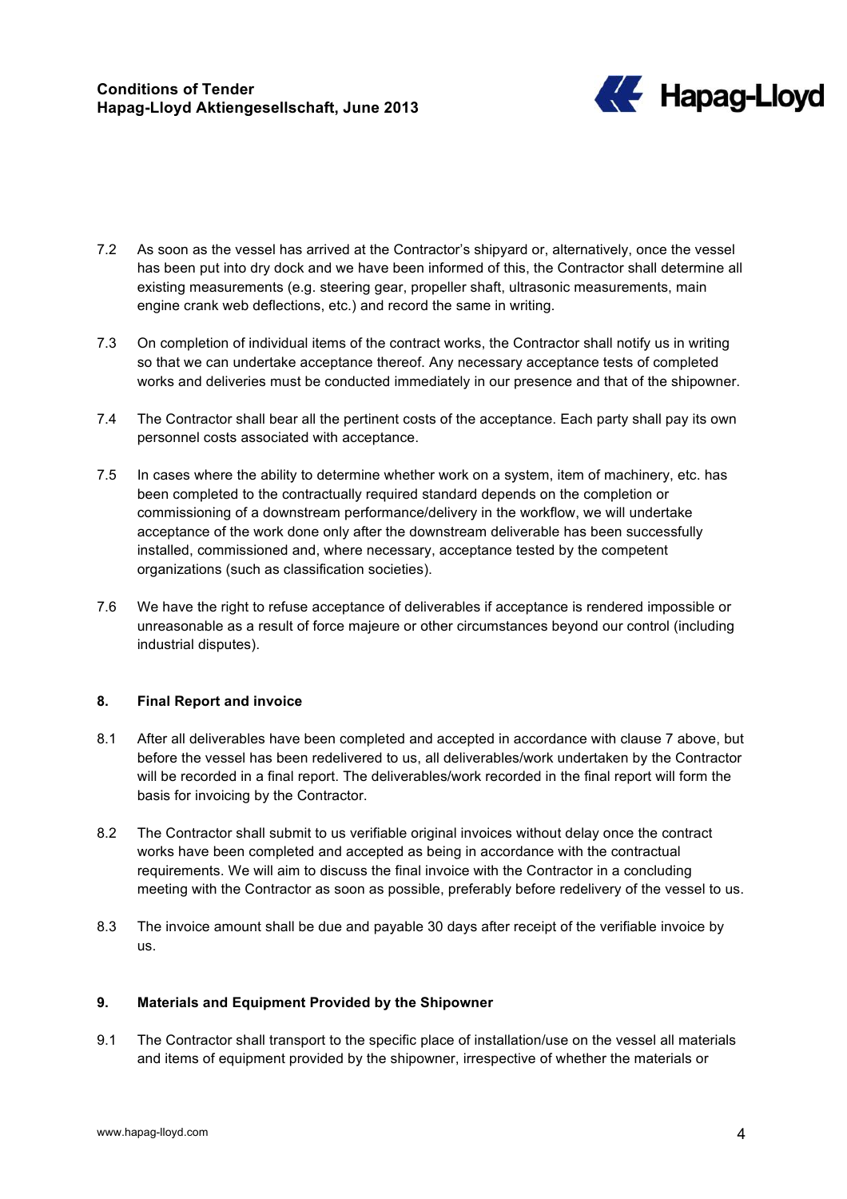7.2 As soon as the vessel has arrived at the Contractor's shipyard or, alternatively, once the vessel has been put into dry dock and we have been informed of this, the Contractor shall determine all existing measurements (e.g. steering gear, propeller shaft, ultrasonic measurements, main engine crank web deflections, etc.) and record the same in writing.

7.3 On completion of individual items of the contract works, the Contractor shall notify us in writing so that we can undertake acceptance thereof. Any necessary acceptance tests of completed works and deliveries must be conducted immediately in our presence and that of the shipowner.

7.4 The Contractor shall bear all the pertinent costs of the acceptance. Each party shall pay its own personnel costs associated with acceptance.

7.5 In cases where the ability to determine whether work on a system, item of machinery, etc. has been completed to the contractually required standard depends on the completion or commissioning of a downstream performance/delivery in the workflow, we will undertake acceptance of the work done only after the downstream deliverable has been successfully installed, commissioned and, where necessary, acceptance tested by the competent organizations (such as classification societies).

7.6 We have the right to refuse acceptance of deliverables if acceptance is rendered impossible or unreasonable as a result of force majeure or other circumstances beyond our control (including industrial disputes).

## 8. Final Report and invoice

8.1 After all deliverables have been completed and accepted in accordance with clause 7 above, but before the vessel has been redelivered to us, all deliverables/work undertaken by the Contractor will be recorded in a final report. The deliverables/work recorded in the final report will form the basis for invoicing by the Contractor.

8.2 The Contractor shall submit to us verifiable original invoices without delay once the contract works have been completed and accepted as being in accordance with the contractual requirements. We will aim to discuss the final invoice with the Contractor in a concluding meeting with the Contractor as soon as possible, preferably before redelivery of the vessel to us.

8.3 The invoice amount shall be due and payable 30 days after receipt of the verifiable invoice by us.

## 9. Materials and Equipment Provided by the Shipowner

9.1 The Contractor shall transport to the specific place of installation/use on the vessel all materials and items of equipment provided by the shipowner, irrespective of whether the materials or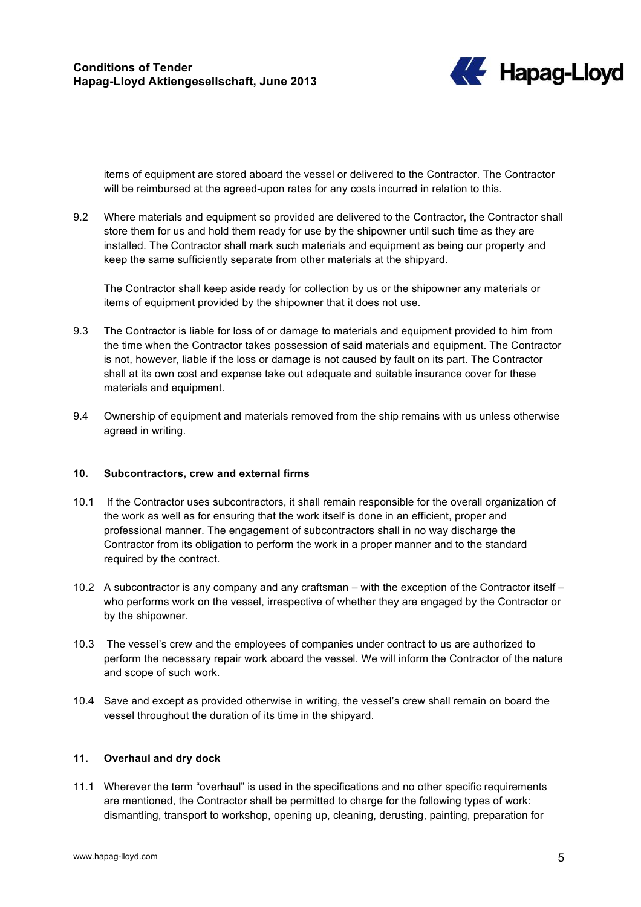items of equipment are stored aboard the vessel or delivered to the Contractor. The Contractor will be reimbursed at the agreed-upon rates for any costs incurred in relation to this.

9.2 Where materials and equipment so provided are delivered to the Contractor, the Contractor shall store them for us and hold them ready for use by the shipowner until such time as they are installed. The Contractor shall mark such materials and equipment as being our property and keep the same sufficiently separate from other materials at the shipyard.

The Contractor shall keep aside ready for collection by us or the shipowner any materials or items of equipment provided by the shipowner that it does not use.

9.3 The Contractor is liable for loss of or damage to materials and equipment provided to him from the time when the Contractor takes possession of said materials and equipment. The Contractor is not, however, liable if the loss or damage is not caused by fault on its part. The Contractor shall at its own cost and expense take out adequate and suitable insurance cover for these materials and equipment.

9.4 Ownership of equipment and materials removed from the ship remains with us unless otherwise agreed in writing.

## 10. Subcontractors, crew and external firms

10.1 If the Contractor uses subcontractors, it shall remain responsible for the overall organization of the work as well as for ensuring that the work itself is done in an efficient, proper and professional manner. The engagement of subcontractors shall in no way discharge the Contractor from its obligation to perform the work in a proper manner and to the standard required by the contract.

10.2 A subcontractor is any company and any craftsman – with the exception of the Contractor itself – who performs work on the vessel, irrespective of whether they are engaged by the Contractor or by the shipowner.

10.3 The vessel's crew and the employees of companies under contract to us are authorized to perform the necessary repair work aboard the vessel. We will inform the Contractor of the nature and scope of such work.

10.4 Save and except as provided otherwise in writing, the vessel's crew shall remain on board the vessel throughout the duration of its time in the shipyard.

## 11. Overhaul and dry dock

11.1 Wherever the term "overhaul" is used in the specifications and no other specific requirements are mentioned, the Contractor shall be permitted to charge for the following types of work: dismantling, transport to workshop, opening up, cleaning, derusting, painting, preparation for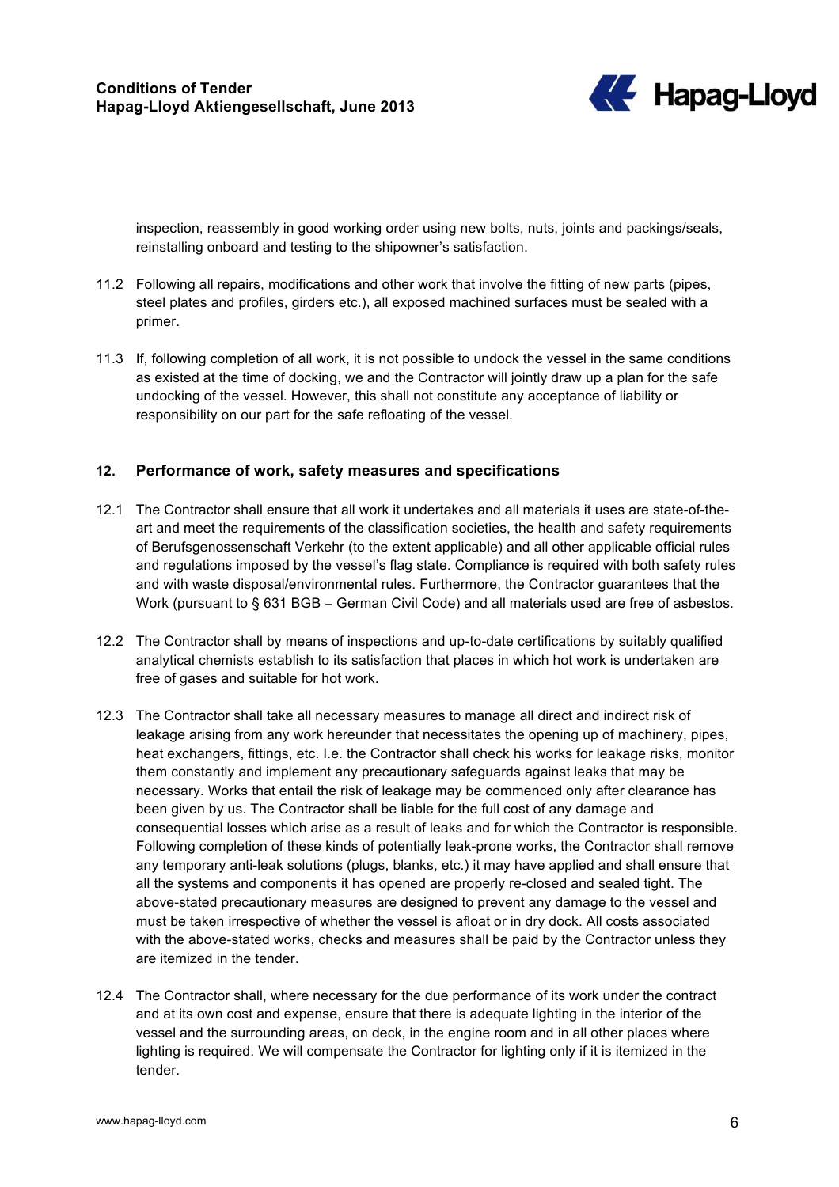inspection, reassembly in good working order using new bolts, nuts, joints and packings/seals, reinstalling onboard and testing to the shipowner's satisfaction.

11.2 Following all repairs, modifications and other work that involve the fitting of new parts (pipes, steel plates and profiles, girders etc.), all exposed machined surfaces must be sealed with a primer.

11.3 If, following completion of all work, it is not possible to undock the vessel in the same conditions as existed at the time of docking, we and the Contractor will jointly draw up a plan for the safe undocking of the vessel. However, this shall not constitute any acceptance of liability or responsibility on our part for the safe refloating of the vessel.

## 12. Performance of work, safety measures and specifications

12.1 The Contractor shall ensure that all work it undertakes and all materials it uses are state-of-the-art and meet the requirements of the classification societies, the health and safety requirements of Berufsgenossenschaft Verkehr (to the extent applicable) and all other applicable official rules and regulations imposed by the vessel's flag state. Compliance is required with both safety rules and with waste disposal/environmental rules. Furthermore, the Contractor guarantees that the Work (pursuant to § 631 BGB – German Civil Code) and all materials used are free of asbestos.

12.2 The Contractor shall by means of inspections and up-to-date certifications by suitably qualified analytical chemists establish to its satisfaction that places in which hot work is undertaken are free of gases and suitable for hot work.

12.3 The Contractor shall take all necessary measures to manage all direct and indirect risk of leakage arising from any work hereunder that necessitates the opening up of machinery, pipes, heat exchangers, fittings, etc. I.e. the Contractor shall check his works for leakage risks, monitor them constantly and implement any precautionary safeguards against leaks that may be necessary. Works that entail the risk of leakage may be commenced only after clearance has been given by us. The Contractor shall be liable for the full cost of any damage and consequential losses which arise as a result of leaks and for which the Contractor is responsible. Following completion of these kinds of potentially leak-prone works, the Contractor shall remove any temporary anti-leak solutions (plugs, blanks, etc.) it may have applied and shall ensure that all the systems and components it has opened are properly re-closed and sealed tight. The above-stated precautionary measures are designed to prevent any damage to the vessel and must be taken irrespective of whether the vessel is afloat or in dry dock. All costs associated with the above-stated works, checks and measures shall be paid by the Contractor unless they are itemized in the tender.

12.4 The Contractor shall, where necessary for the due performance of its work under the contract and at its own cost and expense, ensure that there is adequate lighting in the interior of the vessel and the surrounding areas, on deck, in the engine room and in all other places where lighting is required. We will compensate the Contractor for lighting only if it is itemized in the tender.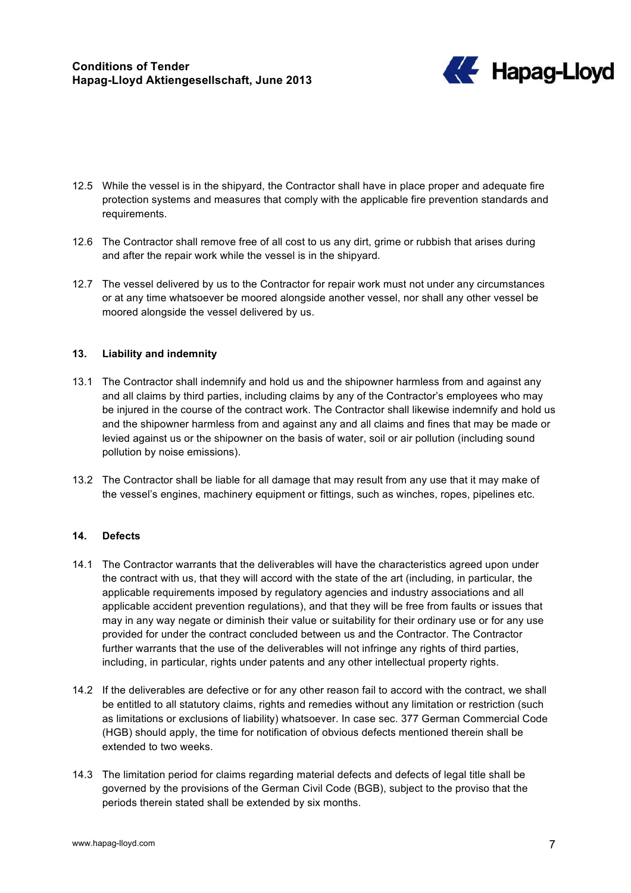12.5 While the vessel is in the shipyard, the Contractor shall have in place proper and adequate fire protection systems and measures that comply with the applicable fire prevention standards and requirements.

12.6 The Contractor shall remove free of all cost to us any dirt, grime or rubbish that arises during and after the repair work while the vessel is in the shipyard.

12.7 The vessel delivered by us to the Contractor for repair work must not under any circumstances or at any time whatsoever be moored alongside another vessel, nor shall any other vessel be moored alongside the vessel delivered by us.

## 13. Liability and indemnity

13.1 The Contractor shall indemnify and hold us and the shipowner harmless from and against any and all claims by third parties, including claims by any of the Contractor's employees who may be injured in the course of the contract work. The Contractor shall likewise indemnify and hold us and the shipowner harmless from and against any and all claims and fines that may be made or levied against us or the shipowner on the basis of water, soil or air pollution (including sound pollution by noise emissions).

13.2 The Contractor shall be liable for all damage that may result from any use that it may make of the vessel's engines, machinery equipment or fittings, such as winches, ropes, pipelines etc.

## 14. Defects

14.1 The Contractor warrants that the deliverables will have the characteristics agreed upon under the contract with us, that they will accord with the state of the art (including, in particular, the applicable requirements imposed by regulatory agencies and industry associations and all applicable accident prevention regulations), and that they will be free from faults or issues that may in any way negate or diminish their value or suitability for their ordinary use or for any use provided for under the contract concluded between us and the Contractor. The Contractor further warrants that the use of the deliverables will not infringe any rights of third parties, including, in particular, rights under patents and any other intellectual property rights.

14.2 If the deliverables are defective or for any other reason fail to accord with the contract, we shall be entitled to all statutory claims, rights and remedies without any limitation or restriction (such as limitations or exclusions of liability) whatsoever. In case sec. 377 German Commercial Code (HGB) should apply, the time for notification of obvious defects mentioned therein shall be extended to two weeks.

14.3 The limitation period for claims regarding material defects and defects of legal title shall be governed by the provisions of the German Civil Code (BGB), subject to the proviso that the periods therein stated shall be extended by six months.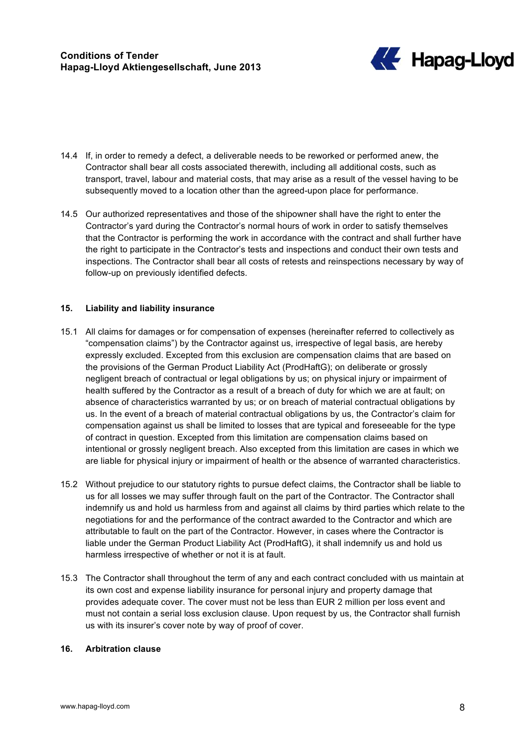14.4 If, in order to remedy a defect, a deliverable needs to be reworked or performed anew, the Contractor shall bear all costs associated therewith, including all additional costs, such as transport, travel, labour and material costs, that may arise as a result of the vessel having to be subsequently moved to a location other than the agreed-upon place for performance.

14.5 Our authorized representatives and those of the shipowner shall have the right to enter the Contractor's yard during the Contractor's normal hours of work in order to satisfy themselves that the Contractor is performing the work in accordance with the contract and shall further have the right to participate in the Contractor's tests and inspections and conduct their own tests and inspections. The Contractor shall bear all costs of retests and reinspections necessary by way of follow-up on previously identified defects.

## 15. Liability and liability insurance

15.1 All claims for damages or for compensation of expenses (hereinafter referred to collectively as "compensation claims") by the Contractor against us, irrespective of legal basis, are hereby expressly excluded. Excepted from this exclusion are compensation claims that are based on the provisions of the German Product Liability Act (ProdHaftG); on deliberate or grossly negligent breach of contractual or legal obligations by us; on physical injury or impairment of health suffered by the Contractor as a result of a breach of duty for which we are at fault; on absence of characteristics warranted by us; or on breach of material contractual obligations by us. In the event of a breach of material contractual obligations by us, the Contractor's claim for compensation against us shall be limited to losses that are typical and foreseeable for the type of contract in question. Excepted from this limitation are compensation claims based on intentional or grossly negligent breach. Also excepted from this limitation are cases in which we are liable for physical injury or impairment of health or the absence of warranted characteristics.

15.2 Without prejudice to our statutory rights to pursue defect claims, the Contractor shall be liable to us for all losses we may suffer through fault on the part of the Contractor. The Contractor shall indemnify us and hold us harmless from and against all claims by third parties which relate to the negotiations for and the performance of the contract awarded to the Contractor and which are attributable to fault on the part of the Contractor. However, in cases where the Contractor is liable under the German Product Liability Act (ProdHaftG), it shall indemnify us and hold us harmless irrespective of whether or not it is at fault.

15.3 The Contractor shall throughout the term of any and each contract concluded with us maintain at its own cost and expense liability insurance for personal injury and property damage that provides adequate cover. The cover must not be less than EUR 2 million per loss event and must not contain a serial loss exclusion clause. Upon request by us, the Contractor shall furnish us with its insurer's cover note by way of proof of cover.

## 16. Arbitration clause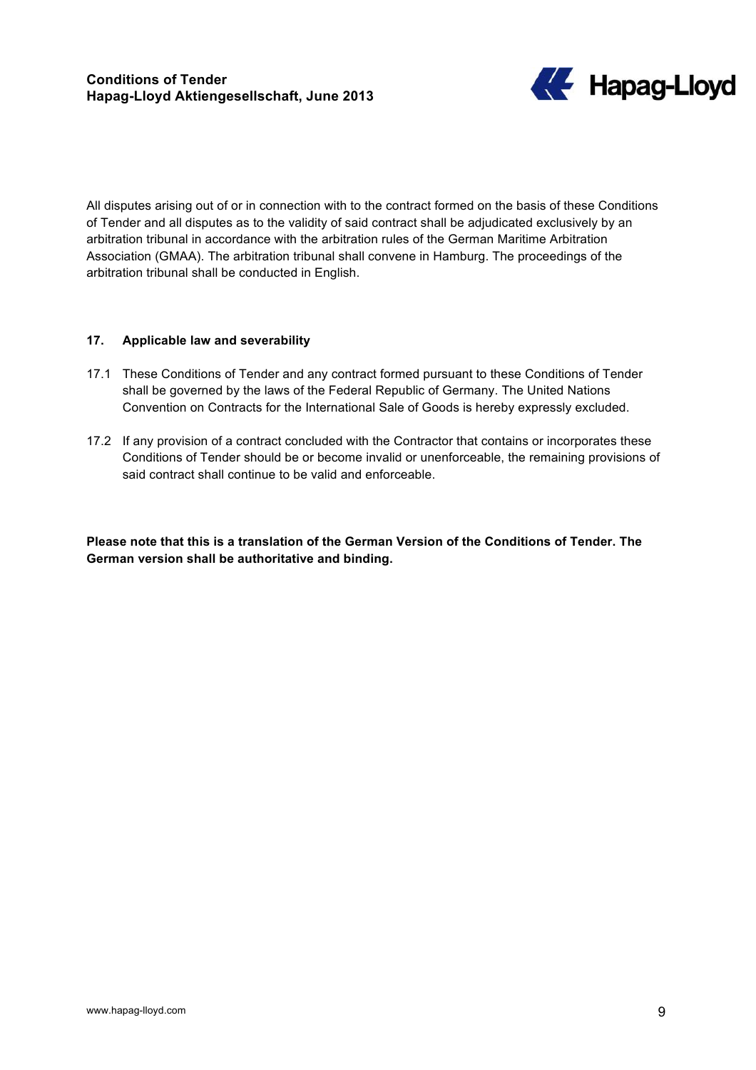All disputes arising out of or in connection with to the contract formed on the basis of these Conditions of Tender and all disputes as to the validity of said contract shall be adjudicated exclusively by an arbitration tribunal in accordance with the arbitration rules of the German Maritime Arbitration Association (GMAA). The arbitration tribunal shall convene in Hamburg. The proceedings of the arbitration tribunal shall be conducted in English.

## 17. Applicable law and severability

17.1 These Conditions of Tender and any contract formed pursuant to these Conditions of Tender shall be governed by the laws of the Federal Republic of Germany. The United Nations Convention on Contracts for the International Sale of Goods is hereby expressly excluded.

17.2 If any provision of a contract concluded with the Contractor that contains or incorporates these Conditions of Tender should be or become invalid or unenforceable, the remaining provisions of said contract shall continue to be valid and enforceable.

**Please note that this is a translation of the German Version of the Conditions of Tender. The German version shall be authoritative and binding.**